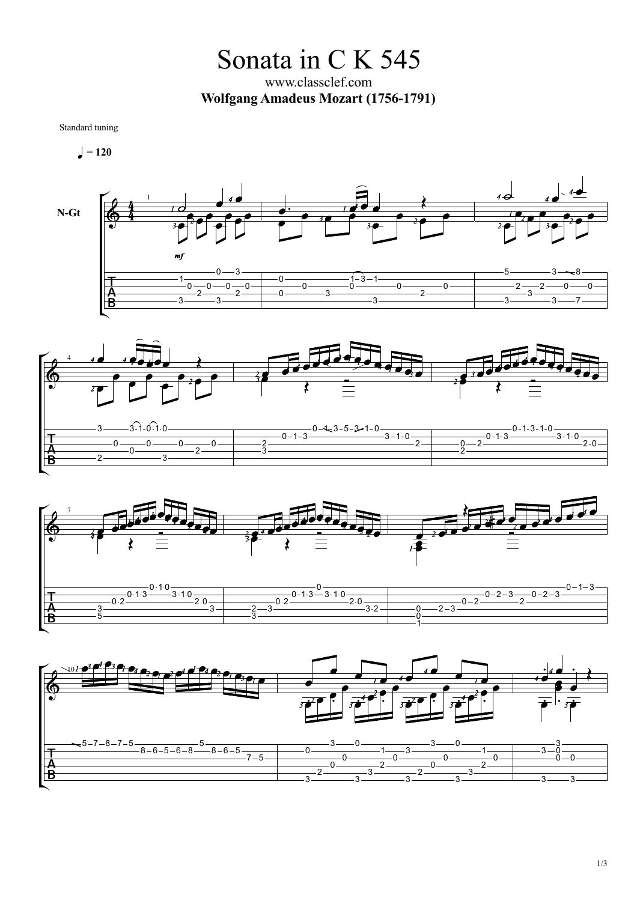# Sonata in C K 545

www.classclef.com

**Wolfgang Amadeus Mozart (1756-1791)**

Standard tuning

♩ = 120